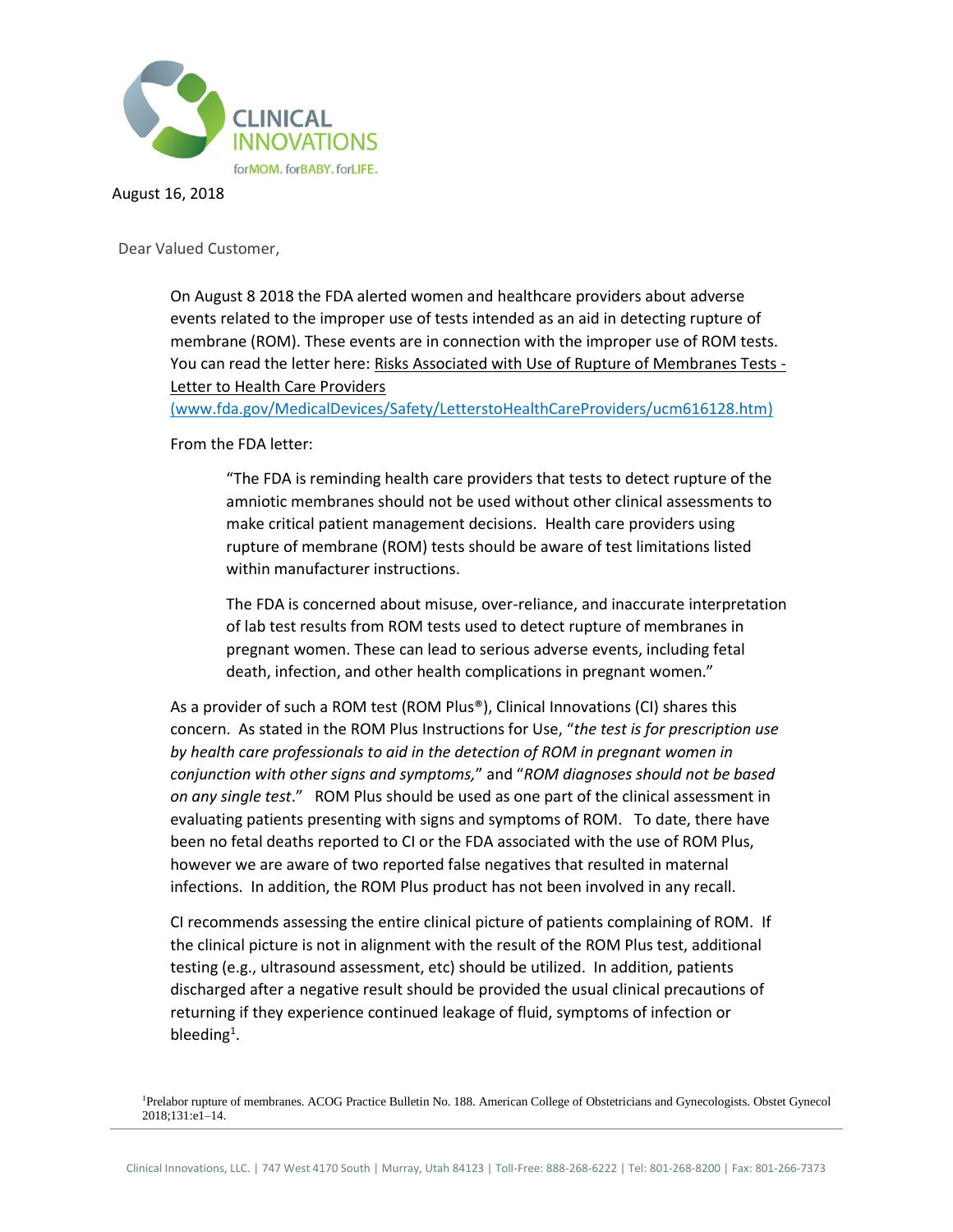CLINICAL INNOVATIONS

forMOM. forBABY. forLIFE.

August 16, 2018

Dear Valued Customer,

On August 8 2018 the FDA alerted women and healthcare providers about adverse events related to the improper use of tests intended as an aid in detecting rupture of membrane (ROM). These events are in connection with the improper use of ROM tests. You can read the letter here: Risks Associated with Use of Rupture of Membranes Tests - Letter to Health Care Providers (www.fda.gov/MedicalDevices/Safety/LetterstoHealthCareProviders/ucm616128.htm)

From the FDA letter:

> "The FDA is reminding health care providers that tests to detect rupture of the amniotic membranes should not be used without other clinical assessments to make critical patient management decisions. Health care providers using rupture of membrane (ROM) tests should be aware of test limitations listed within manufacturer instructions.
>
> The FDA is concerned about misuse, over-reliance, and inaccurate interpretation of lab test results from ROM tests used to detect rupture of membranes in pregnant women. These can lead to serious adverse events, including fetal death, infection, and other health complications in pregnant women."

As a provider of such a ROM test (ROM Plus®), Clinical Innovations (CI) shares this concern. As stated in the ROM Plus Instructions for Use, "*the test is for prescription use by health care professionals to aid in the detection of ROM in pregnant women in conjunction with other signs and symptoms,*" and "*ROM diagnoses should not be based on any single test*." ROM Plus should be used as one part of the clinical assessment in evaluating patients presenting with signs and symptoms of ROM. To date, there have been no fetal deaths reported to CI or the FDA associated with the use of ROM Plus, however we are aware of two reported false negatives that resulted in maternal infections. In addition, the ROM Plus product has not been involved in any recall.

CI recommends assessing the entire clinical picture of patients complaining of ROM. If the clinical picture is not in alignment with the result of the ROM Plus test, additional testing (e.g., ultrasound assessment, etc) should be utilized. In addition, patients discharged after a negative result should be provided the usual clinical precautions of returning if they experience continued leakage of fluid, symptoms of infection or bleeding[1].

[1]Prelabor rupture of membranes. ACOG Practice Bulletin No. 188. American College of Obstetricians and Gynecologists. Obstet Gynecol 2018;131:e1–14.

Clinical Innovations, LLC. | 747 West 4170 South | Murray, Utah 84123 | Toll-Free: 888-268-6222 | Tel: 801-268-8200 | Fax: 801-266-7373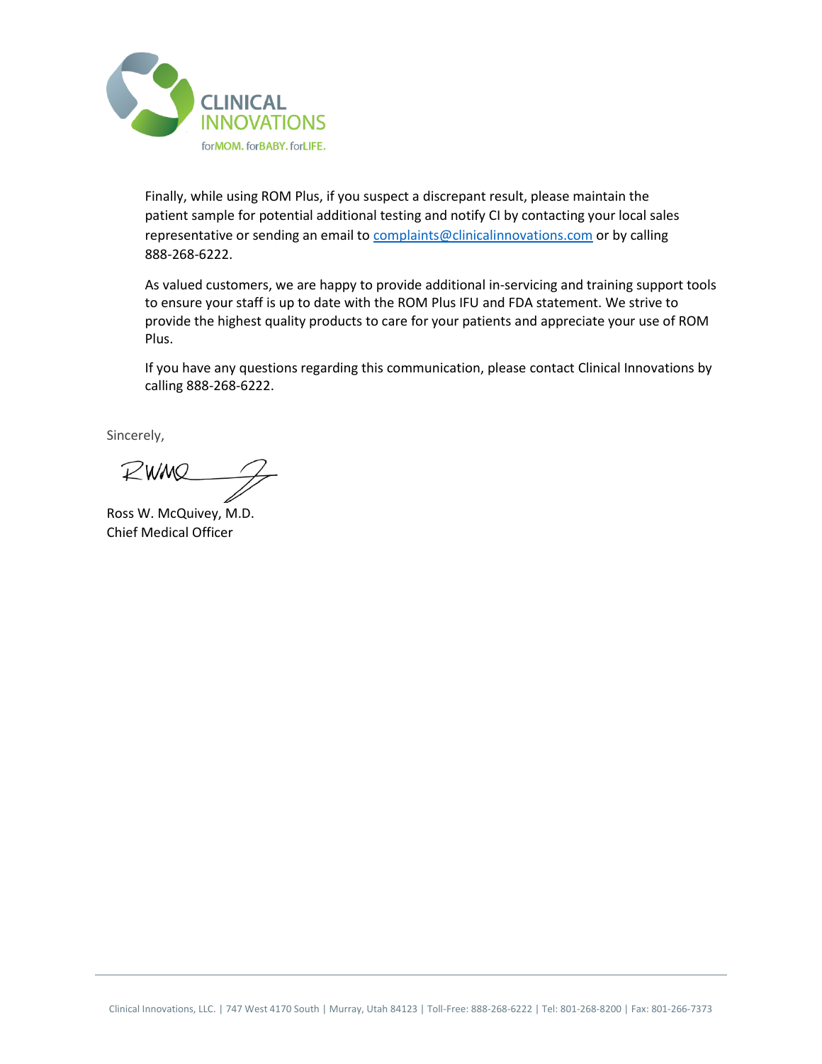Finally, while using ROM Plus, if you suspect a discrepant result, please maintain the patient sample for potential additional testing and notify CI by contacting your local sales representative or sending an email to complaints@clinicalinnovations.com or by calling 888-268-6222.

As valued customers, we are happy to provide additional in-servicing and training support tools to ensure your staff is up to date with the ROM Plus IFU and FDA statement. We strive to provide the highest quality products to care for your patients and appreciate your use of ROM Plus.

If you have any questions regarding this communication, please contact Clinical Innovations by calling 888-268-6222.

Sincerely,

Ross W. McQuivey, M.D.
Chief Medical Officer